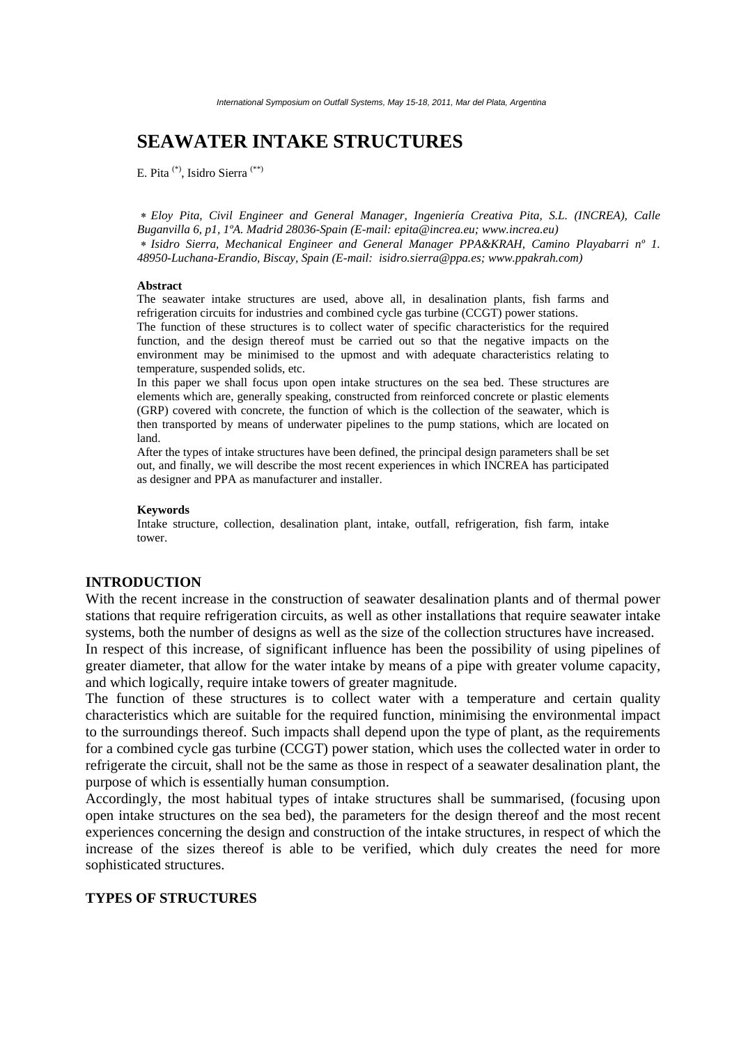# SEAWATER INTAKE STRUCTURES

E. Pita [(*)], Isidro Sierra [(**)]

* *Eloy Pita, Civil Engineer and General Manager, Ingeniería Creativa Pita, S.L. (INCREA), Calle Buganvilla 6, p1, 1ºA. Madrid 28036-Spain (E-mail: epita@increa.eu; www.increa.eu)*
* *Isidro Sierra, Mechanical Engineer and General Manager PPA&KRAH, Camino Playabarri nº 1. 48950-Luchana-Erandio, Biscay, Spain (E-mail: isidro.sierra@ppa.es; www.ppakrah.com)*

**Abstract**

The seawater intake structures are used, above all, in desalination plants, fish farms and refrigeration circuits for industries and combined cycle gas turbine (CCGT) power stations.

The function of these structures is to collect water of specific characteristics for the required function, and the design thereof must be carried out so that the negative impacts on the environment may be minimised to the upmost and with adequate characteristics relating to temperature, suspended solids, etc.

In this paper we shall focus upon open intake structures on the sea bed. These structures are elements which are, generally speaking, constructed from reinforced concrete or plastic elements (GRP) covered with concrete, the function of which is the collection of the seawater, which is then transported by means of underwater pipelines to the pump stations, which are located on land.

After the types of intake structures have been defined, the principal design parameters shall be set out, and finally, we will describe the most recent experiences in which INCREA has participated as designer and PPA as manufacturer and installer.

**Keywords**

Intake structure, collection, desalination plant, intake, outfall, refrigeration, fish farm, intake tower.

## INTRODUCTION

With the recent increase in the construction of seawater desalination plants and of thermal power stations that require refrigeration circuits, as well as other installations that require seawater intake systems, both the number of designs as well as the size of the collection structures have increased.

In respect of this increase, of significant influence has been the possibility of using pipelines of greater diameter, that allow for the water intake by means of a pipe with greater volume capacity, and which logically, require intake towers of greater magnitude.

The function of these structures is to collect water with a temperature and certain quality characteristics which are suitable for the required function, minimising the environmental impact to the surroundings thereof. Such impacts shall depend upon the type of plant, as the requirements for a combined cycle gas turbine (CCGT) power station, which uses the collected water in order to refrigerate the circuit, shall not be the same as those in respect of a seawater desalination plant, the purpose of which is essentially human consumption.

Accordingly, the most habitual types of intake structures shall be summarised, (focusing upon open intake structures on the sea bed), the parameters for the design thereof and the most recent experiences concerning the design and construction of the intake structures, in respect of which the increase of the sizes thereof is able to be verified, which duly creates the need for more sophisticated structures.

## TYPES OF STRUCTURES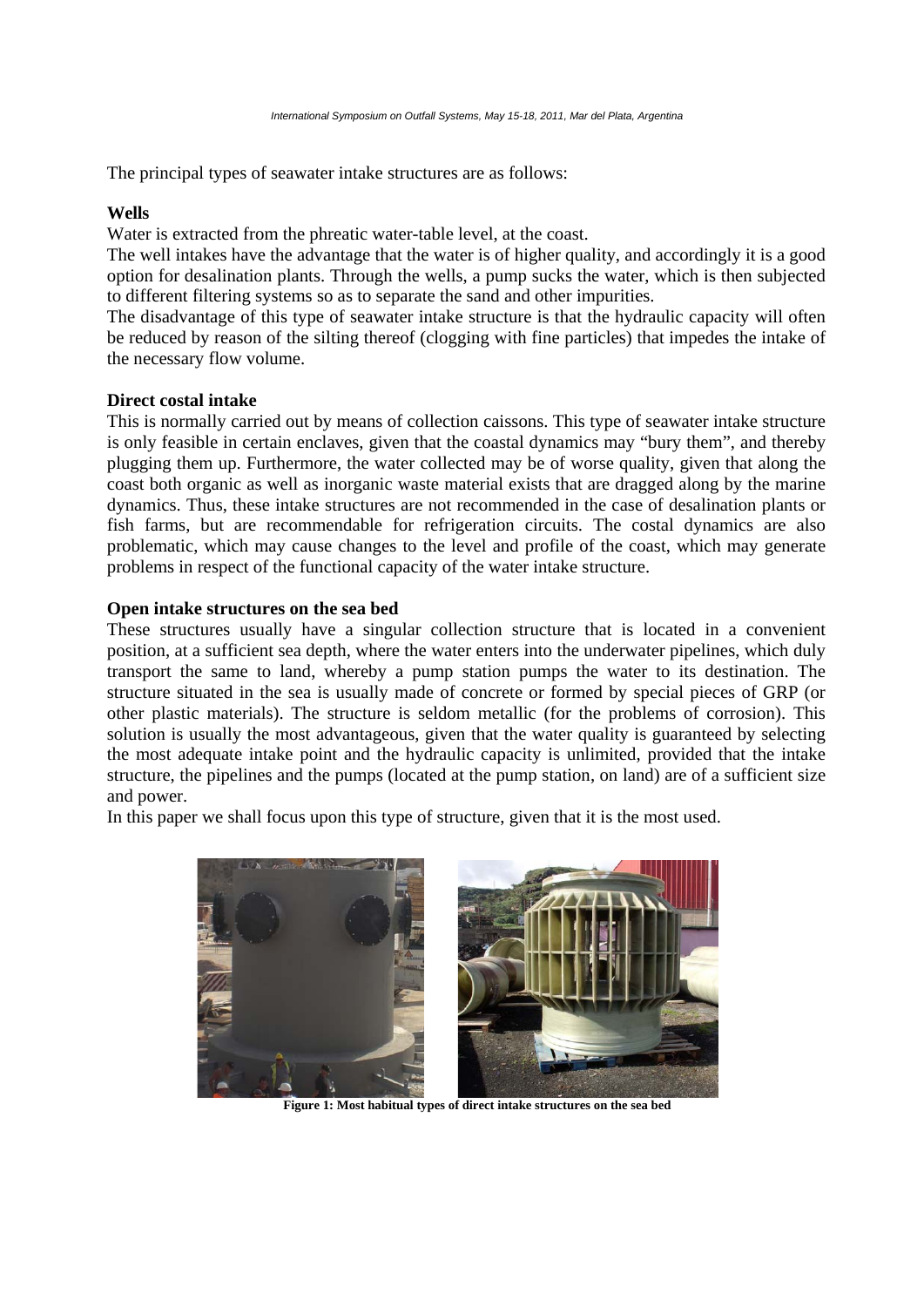The principal types of seawater intake structures are as follows:

**Wells**

Water is extracted from the phreatic water-table level, at the coast.

The well intakes have the advantage that the water is of higher quality, and accordingly it is a good option for desalination plants. Through the wells, a pump sucks the water, which is then subjected to different filtering systems so as to separate the sand and other impurities.

The disadvantage of this type of seawater intake structure is that the hydraulic capacity will often be reduced by reason of the silting thereof (clogging with fine particles) that impedes the intake of the necessary flow volume.

**Direct costal intake**

This is normally carried out by means of collection caissons. This type of seawater intake structure is only feasible in certain enclaves, given that the coastal dynamics may "bury them", and thereby plugging them up. Furthermore, the water collected may be of worse quality, given that along the coast both organic as well as inorganic waste material exists that are dragged along by the marine dynamics. Thus, these intake structures are not recommended in the case of desalination plants or fish farms, but are recommendable for refrigeration circuits. The costal dynamics are also problematic, which may cause changes to the level and profile of the coast, which may generate problems in respect of the functional capacity of the water intake structure.

**Open intake structures on the sea bed**

These structures usually have a singular collection structure that is located in a convenient position, at a sufficient sea depth, where the water enters into the underwater pipelines, which duly transport the same to land, whereby a pump station pumps the water to its destination. The structure situated in the sea is usually made of concrete or formed by special pieces of GRP (or other plastic materials). The structure is seldom metallic (for the problems of corrosion). This solution is usually the most advantageous, given that the water quality is guaranteed by selecting the most adequate intake point and the hydraulic capacity is unlimited, provided that the intake structure, the pipelines and the pumps (located at the pump station, on land) are of a sufficient size and power.

In this paper we shall focus upon this type of structure, given that it is the most used.

**Figure 1: Most habitual types of direct intake structures on the sea bed**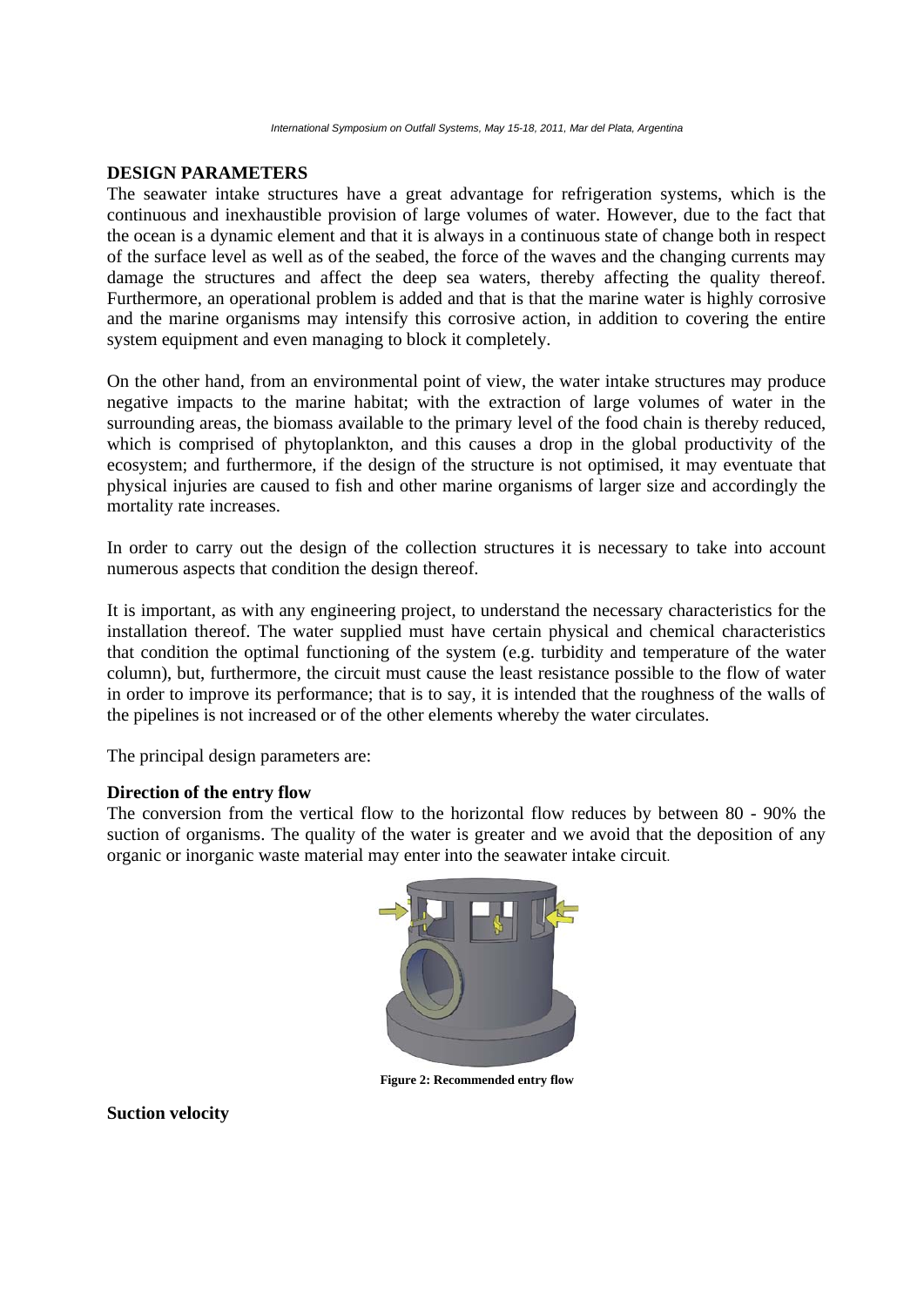## DESIGN PARAMETERS

The seawater intake structures have a great advantage for refrigeration systems, which is the continuous and inexhaustible provision of large volumes of water. However, due to the fact that the ocean is a dynamic element and that it is always in a continuous state of change both in respect of the surface level as well as of the seabed, the force of the waves and the changing currents may damage the structures and affect the deep sea waters, thereby affecting the quality thereof. Furthermore, an operational problem is added and that is that the marine water is highly corrosive and the marine organisms may intensify this corrosive action, in addition to covering the entire system equipment and even managing to block it completely.

On the other hand, from an environmental point of view, the water intake structures may produce negative impacts to the marine habitat; with the extraction of large volumes of water in the surrounding areas, the biomass available to the primary level of the food chain is thereby reduced, which is comprised of phytoplankton, and this causes a drop in the global productivity of the ecosystem; and furthermore, if the design of the structure is not optimised, it may eventuate that physical injuries are caused to fish and other marine organisms of larger size and accordingly the mortality rate increases.

In order to carry out the design of the collection structures it is necessary to take into account numerous aspects that condition the design thereof.

It is important, as with any engineering project, to understand the necessary characteristics for the installation thereof. The water supplied must have certain physical and chemical characteristics that condition the optimal functioning of the system (e.g. turbidity and temperature of the water column), but, furthermore, the circuit must cause the least resistance possible to the flow of water in order to improve its performance; that is to say, it is intended that the roughness of the walls of the pipelines is not increased or of the other elements whereby the water circulates.

The principal design parameters are:

### Direction of the entry flow

The conversion from the vertical flow to the horizontal flow reduces by between 80 - 90% the suction of organisms. The quality of the water is greater and we avoid that the deposition of any organic or inorganic waste material may enter into the seawater intake circuit.

**Figure 2: Recommended entry flow**

### Suction velocity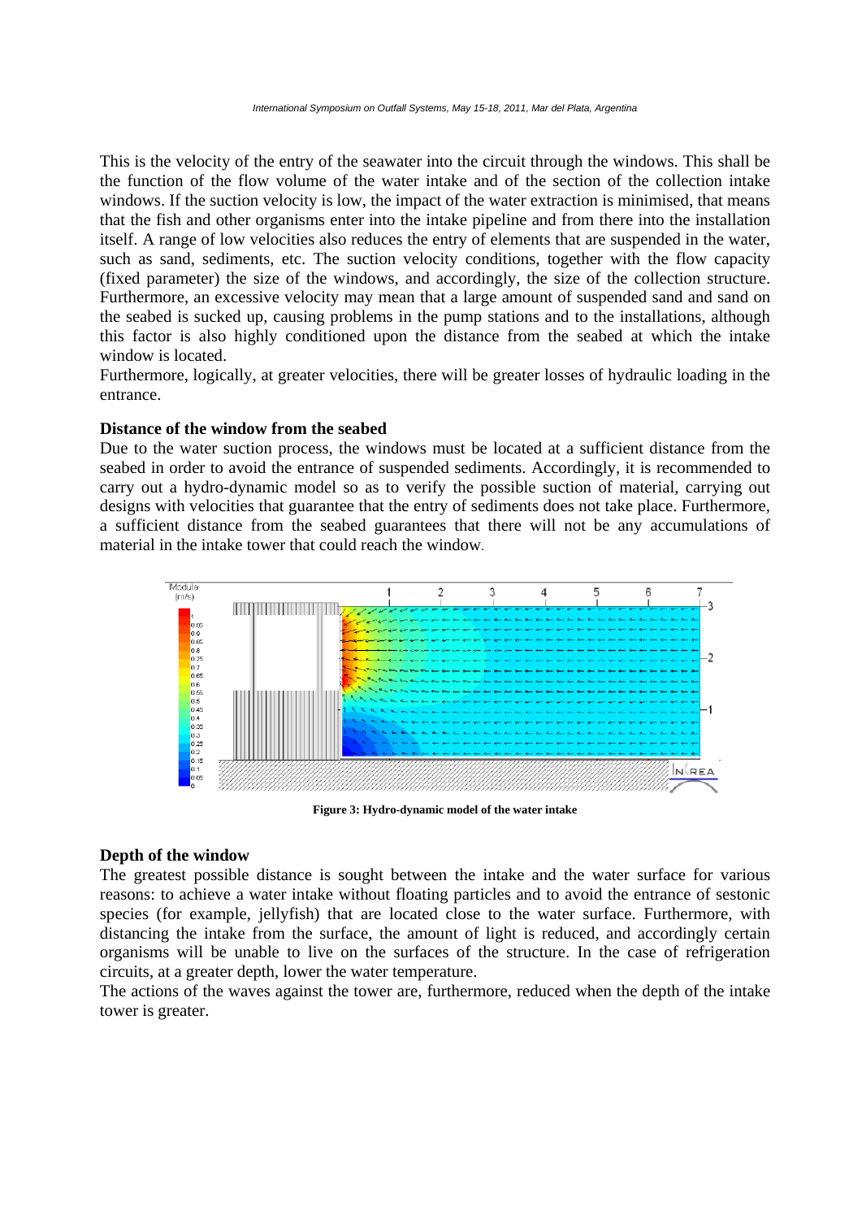This is the velocity of the entry of the seawater into the circuit through the windows. This shall be the function of the flow volume of the water intake and of the section of the collection intake windows. If the suction velocity is low, the impact of the water extraction is minimised, that means that the fish and other organisms enter into the intake pipeline and from there into the installation itself. A range of low velocities also reduces the entry of elements that are suspended in the water, such as sand, sediments, etc. The suction velocity conditions, together with the flow capacity (fixed parameter) the size of the windows, and accordingly, the size of the collection structure. Furthermore, an excessive velocity may mean that a large amount of suspended sand and sand on the seabed is sucked up, causing problems in the pump stations and to the installations, although this factor is also highly conditioned upon the distance from the seabed at which the intake window is located.

Furthermore, logically, at greater velocities, there will be greater losses of hydraulic loading in the entrance.

**Distance of the window from the seabed**

Due to the water suction process, the windows must be located at a sufficient distance from the seabed in order to avoid the entrance of suspended sediments. Accordingly, it is recommended to carry out a hydro-dynamic model so as to verify the possible suction of material, carrying out designs with velocities that guarantee that the entry of sediments does not take place. Furthermore, a sufficient distance from the seabed guarantees that there will not be any accumulations of material in the intake tower that could reach the window.

**Figure 3: Hydro-dynamic model of the water intake**

**Depth of the window**

The greatest possible distance is sought between the intake and the water surface for various reasons: to achieve a water intake without floating particles and to avoid the entrance of sestonic species (for example, jellyfish) that are located close to the water surface. Furthermore, with distancing the intake from the surface, the amount of light is reduced, and accordingly certain organisms will be unable to live on the surfaces of the structure. In the case of refrigeration circuits, at a greater depth, lower the water temperature.

The actions of the waves against the tower are, furthermore, reduced when the depth of the intake tower is greater.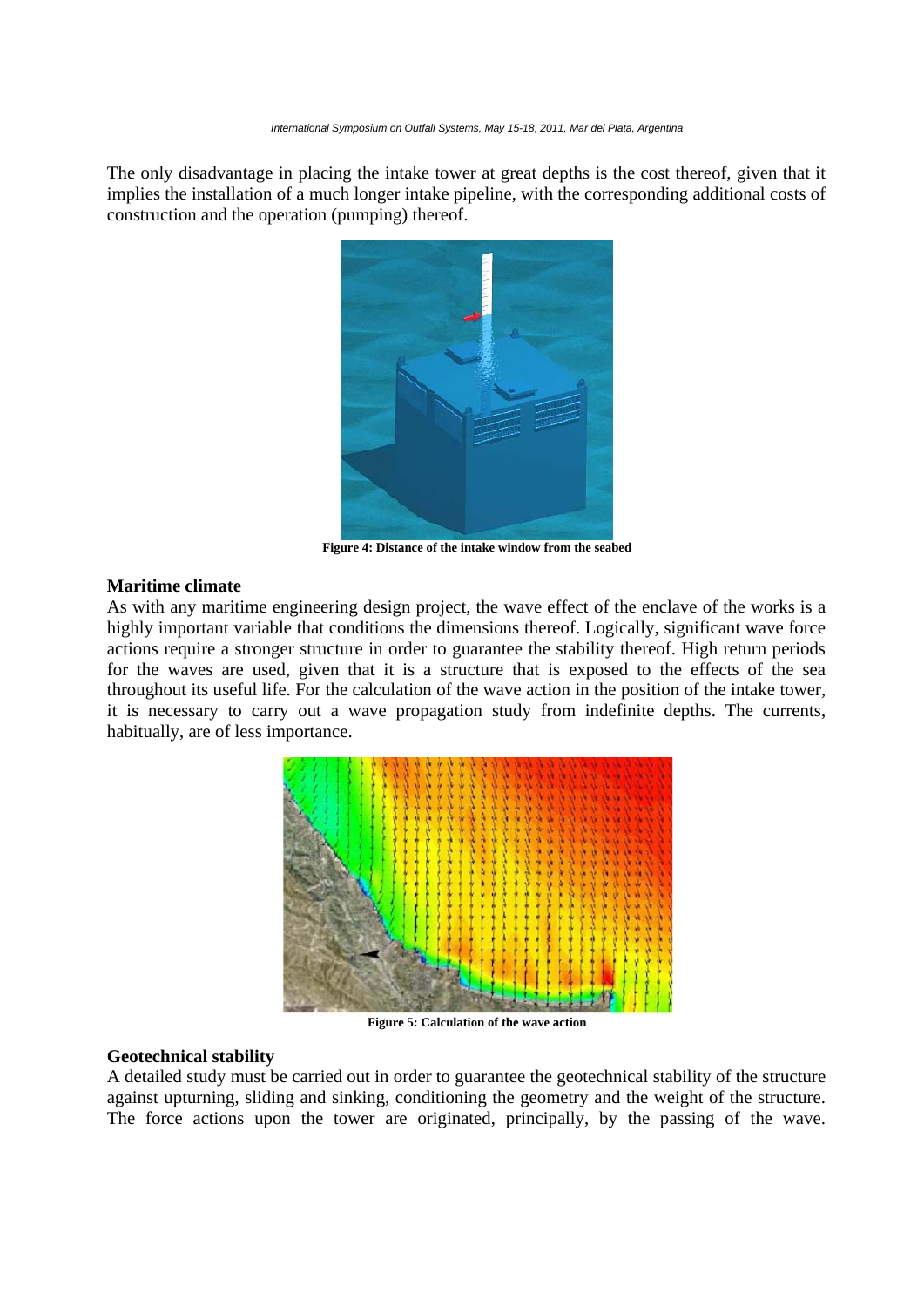The only disadvantage in placing the intake tower at great depths is the cost thereof, given that it implies the installation of a much longer intake pipeline, with the corresponding additional costs of construction and the operation (pumping) thereof.

**Figure 4: Distance of the intake window from the seabed**

**Maritime climate**

As with any maritime engineering design project, the wave effect of the enclave of the works is a highly important variable that conditions the dimensions thereof. Logically, significant wave force actions require a stronger structure in order to guarantee the stability thereof. High return periods for the waves are used, given that it is a structure that is exposed to the effects of the sea throughout its useful life. For the calculation of the wave action in the position of the intake tower, it is necessary to carry out a wave propagation study from indefinite depths. The currents, habitually, are of less importance.

**Figure 5: Calculation of the wave action**

**Geotechnical stability**

A detailed study must be carried out in order to guarantee the geotechnical stability of the structure against upturning, sliding and sinking, conditioning the geometry and the weight of the structure. The force actions upon the tower are originated, principally, by the passing of the wave.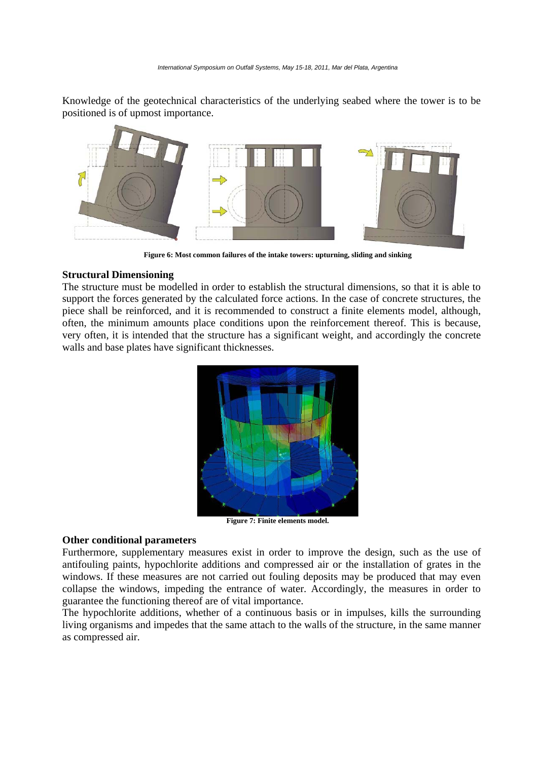Knowledge of the geotechnical characteristics of the underlying seabed where the tower is to be positioned is of upmost importance.

**Figure 6: Most common failures of the intake towers: upturning, sliding and sinking**

### Structural Dimensioning

The structure must be modelled in order to establish the structural dimensions, so that it is able to support the forces generated by the calculated force actions. In the case of concrete structures, the piece shall be reinforced, and it is recommended to construct a finite elements model, although, often, the minimum amounts place conditions upon the reinforcement thereof. This is because, very often, it is intended that the structure has a significant weight, and accordingly the concrete walls and base plates have significant thicknesses.

**Figure 7: Finite elements model.**

### Other conditional parameters

Furthermore, supplementary measures exist in order to improve the design, such as the use of antifouling paints, hypochlorite additions and compressed air or the installation of grates in the windows. If these measures are not carried out fouling deposits may be produced that may even collapse the windows, impeding the entrance of water. Accordingly, the measures in order to guarantee the functioning thereof are of vital importance.

The hypochlorite additions, whether of a continuous basis or in impulses, kills the surrounding living organisms and impedes that the same attach to the walls of the structure, in the same manner as compressed air.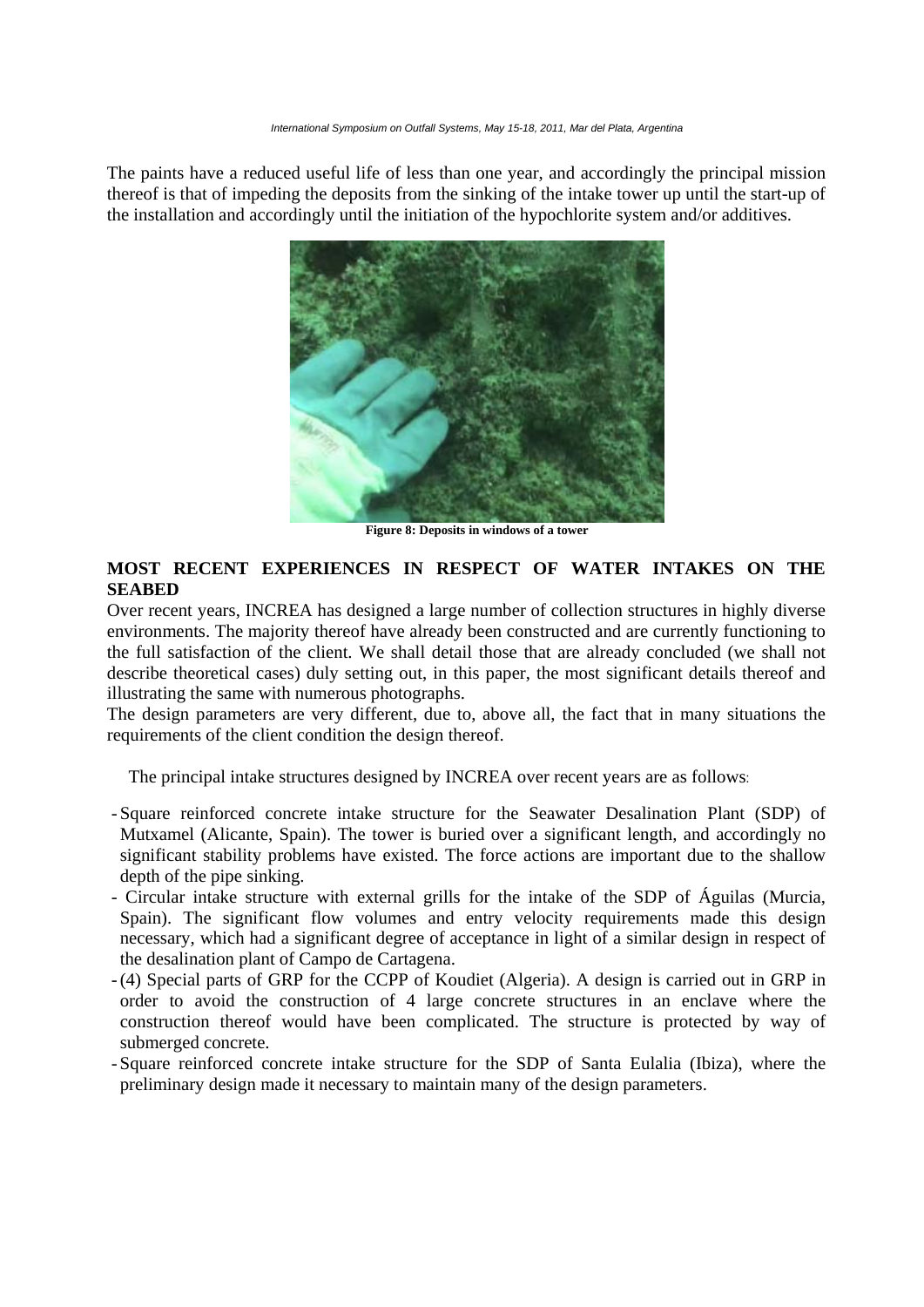The paints have a reduced useful life of less than one year, and accordingly the principal mission thereof is that of impeding the deposits from the sinking of the intake tower up until the start-up of the installation and accordingly until the initiation of the hypochlorite system and/or additives.

**Figure 8: Deposits in windows of a tower**

## MOST RECENT EXPERIENCES IN RESPECT OF WATER INTAKES ON THE SEABED

Over recent years, INCREA has designed a large number of collection structures in highly diverse environments. The majority thereof have already been constructed and are currently functioning to the full satisfaction of the client. We shall detail those that are already concluded (we shall not describe theoretical cases) duly setting out, in this paper, the most significant details thereof and illustrating the same with numerous photographs.

The design parameters are very different, due to, above all, the fact that in many situations the requirements of the client condition the design thereof.

The principal intake structures designed by INCREA over recent years are as follows:

- Square reinforced concrete intake structure for the Seawater Desalination Plant (SDP) of Mutxamel (Alicante, Spain). The tower is buried over a significant length, and accordingly no significant stability problems have existed. The force actions are important due to the shallow depth of the pipe sinking.
- Circular intake structure with external grills for the intake of the SDP of Águilas (Murcia, Spain). The significant flow volumes and entry velocity requirements made this design necessary, which had a significant degree of acceptance in light of a similar design in respect of the desalination plant of Campo de Cartagena.
- (4) Special parts of GRP for the CCPP of Koudiet (Algeria). A design is carried out in GRP in order to avoid the construction of 4 large concrete structures in an enclave where the construction thereof would have been complicated. The structure is protected by way of submerged concrete.
- Square reinforced concrete intake structure for the SDP of Santa Eulalia (Ibiza), where the preliminary design made it necessary to maintain many of the design parameters.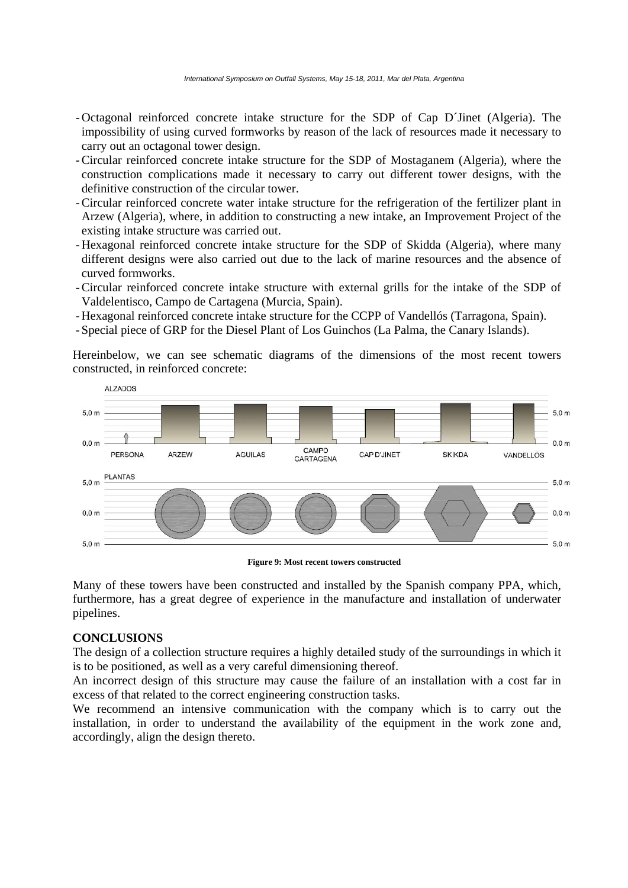- Octagonal reinforced concrete intake structure for the SDP of Cap D´Jinet (Algeria). The impossibility of using curved formworks by reason of the lack of resources made it necessary to carry out an octagonal tower design.
- Circular reinforced concrete intake structure for the SDP of Mostaganem (Algeria), where the construction complications made it necessary to carry out different tower designs, with the definitive construction of the circular tower.
- Circular reinforced concrete water intake structure for the refrigeration of the fertilizer plant in Arzew (Algeria), where, in addition to constructing a new intake, an Improvement Project of the existing intake structure was carried out.
- Hexagonal reinforced concrete intake structure for the SDP of Skidda (Algeria), where many different designs were also carried out due to the lack of marine resources and the absence of curved formworks.
- Circular reinforced concrete intake structure with external grills for the intake of the SDP of Valdelentisco, Campo de Cartagena (Murcia, Spain).
- Hexagonal reinforced concrete intake structure for the CCPP of Vandellós (Tarragona, Spain).
- Special piece of GRP for the Diesel Plant of Los Guinchos (La Palma, the Canary Islands).

Hereinbelow, we can see schematic diagrams of the dimensions of the most recent towers constructed, in reinforced concrete:

ALZADOS

5,0 m

0,0 m

PERSONA ARZEW AGUILAS CAMPO CARTAGENA CAP D'JINET SKIKDA VANDELLÓS

PLANTAS

5,0 m

0,0 m

5,0 m

**Figure 9: Most recent towers constructed**

Many of these towers have been constructed and installed by the Spanish company PPA, which, furthermore, has a great degree of experience in the manufacture and installation of underwater pipelines.

## CONCLUSIONS

The design of a collection structure requires a highly detailed study of the surroundings in which it is to be positioned, as well as a very careful dimensioning thereof.

An incorrect design of this structure may cause the failure of an installation with a cost far in excess of that related to the correct engineering construction tasks.

We recommend an intensive communication with the company which is to carry out the installation, in order to understand the availability of the equipment in the work zone and, accordingly, align the design thereto.